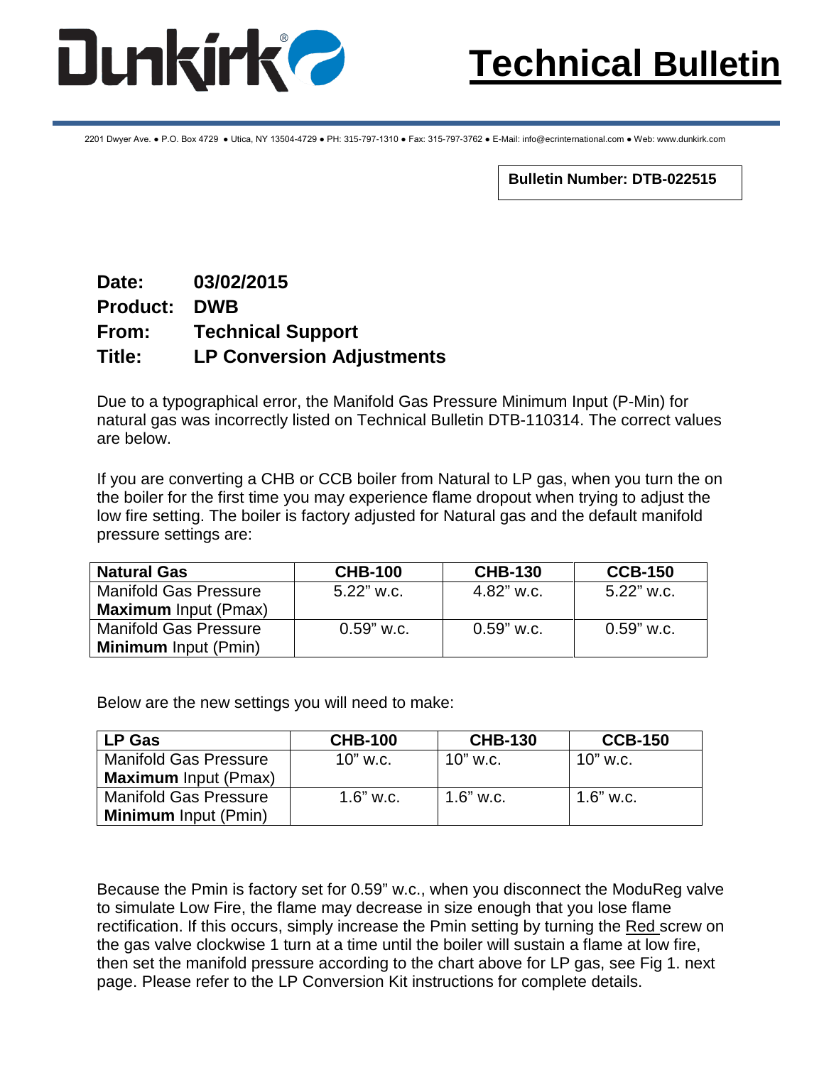# Dunkirk

# Technical Bulletin

2201 Dwyer Ave. ● P.O. Box 4729 ● Utica, NY 13504-4729 ● PH: 315-797-1310 ● Fax: 315-797-3762 ● E-Mail: info@ecrinternational.com ● Web: www.dunkirk.com

**Bulletin Number: DTB-022515**

**Date:** **03/02/2015**
**Product:** **DWB**
**From:** **Technical Support**
**Title:** **LP Conversion Adjustments**

Due to a typographical error, the Manifold Gas Pressure Minimum Input (P-Min) for natural gas was incorrectly listed on Technical Bulletin DTB-110314. The correct values are below.

If you are converting a CHB or CCB boiler from Natural to LP gas, when you turn the on the boiler for the first time you may experience flame dropout when trying to adjust the low fire setting. The boiler is factory adjusted for Natural gas and the default manifold pressure settings are:

| Natural Gas | CHB-100 | CHB-130 | CCB-150 |
|---|---|---|---|
| Manifold Gas Pressure **Maximum** Input (Pmax) | 5.22" w.c. | 4.82" w.c. | 5.22" w.c. |
| Manifold Gas Pressure **Minimum** Input (Pmin) | 0.59" w.c. | 0.59" w.c. | 0.59" w.c. |

Below are the new settings you will need to make:

| LP Gas | CHB-100 | CHB-130 | CCB-150 |
|---|---|---|---|
| Manifold Gas Pressure **Maximum** Input (Pmax) | 10" w.c. | 10" w.c. | 10" w.c. |
| Manifold Gas Pressure **Minimum** Input (Pmin) | 1.6" w.c. | 1.6" w.c. | 1.6" w.c. |

Because the Pmin is factory set for 0.59" w.c., when you disconnect the ModuReg valve to simulate Low Fire, the flame may decrease in size enough that you lose flame rectification. If this occurs, simply increase the Pmin setting by turning the Red screw on the gas valve clockwise 1 turn at a time until the boiler will sustain a flame at low fire, then set the manifold pressure according to the chart above for LP gas, see Fig 1. next page. Please refer to the LP Conversion Kit instructions for complete details.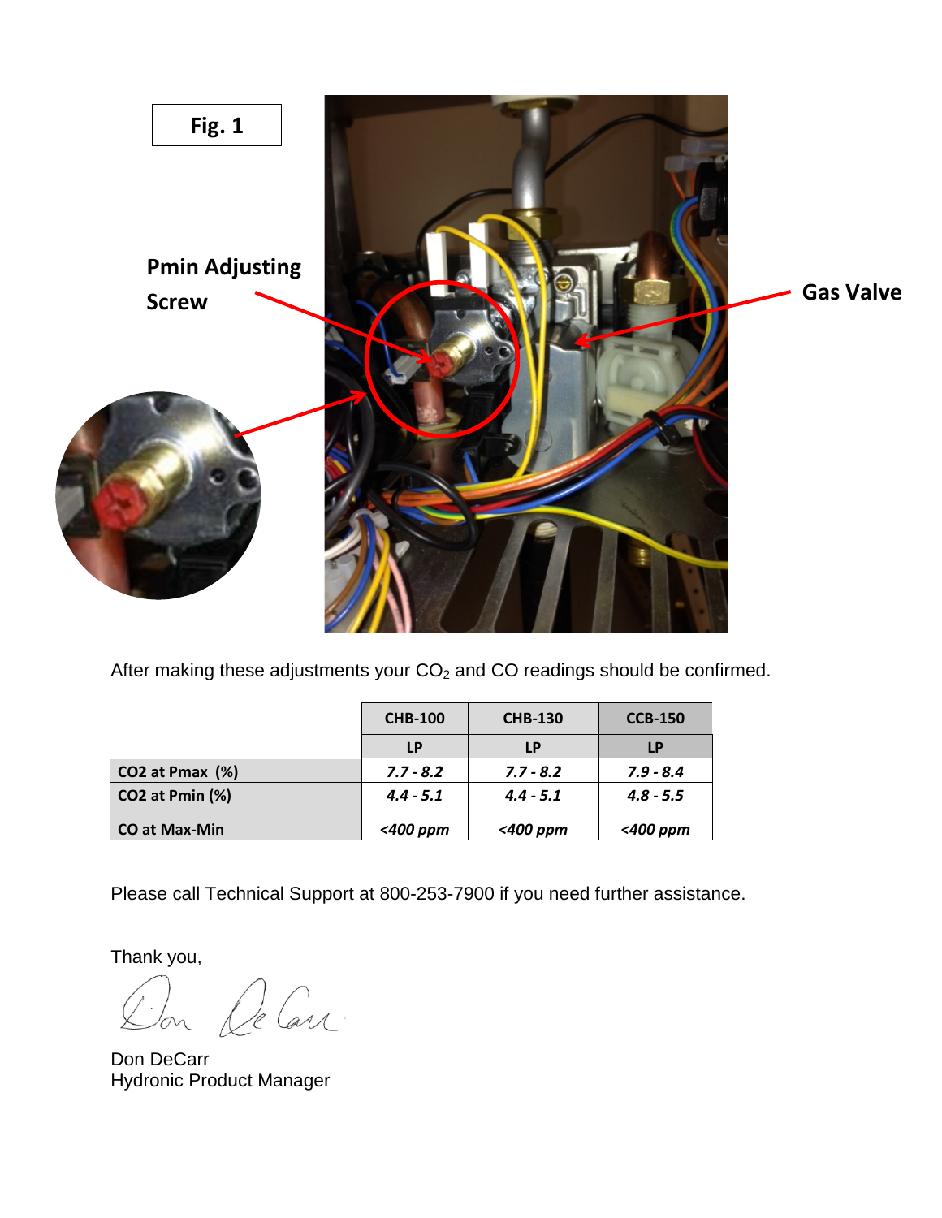**Fig. 1**

**Pmin Adjusting Screw**

**Gas Valve**

After making these adjustments your $CO_2$ and CO readings should be confirmed.

| | CHB-100 | CHB-130 | CCB-150 |
|---|---|---|---|
| | LP | LP | LP |
| CO2 at Pmax (%) | *7.7 - 8.2* | *7.7 - 8.2* | *7.9 - 8.4* |
| CO2 at Pmin (%) | *4.4 - 5.1* | *4.4 - 5.1* | *4.8 - 5.5* |
| CO at Max-Min | *<400 ppm* | *<400 ppm* | *<400 ppm* |

Please call Technical Support at 800-253-7900 if you need further assistance.

Thank you,

Don DeCarr
Hydronic Product Manager